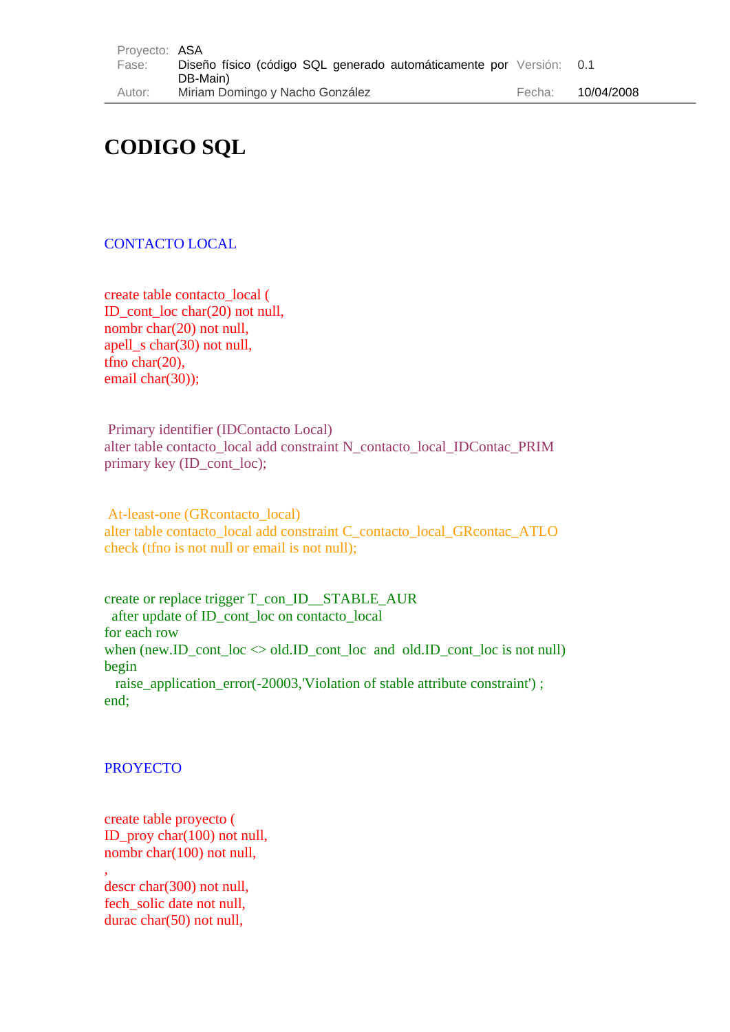| Proyecto: | ASA | | |
|---|---|---|---|
| Fase: | Diseño físico (código SQL generado automáticamente por DB-Main) | Versión: | 0.1 |
| Autor: | Miriam Domingo y Nacho González | Fecha: | 10/04/2008 |

# CODIGO SQL

## CONTACTO LOCAL

```
create table contacto_local (
ID_cont_loc char(20) not null,
nombr char(20) not null,
apell_s char(30) not null,
tfno char(20),
email char(30));
```

```
 Primary identifier (IDContacto Local)
alter table contacto_local add constraint N_contacto_local_IDContac_PRIM
primary key (ID_cont_loc);
```

```
 At-least-one (GRcontacto_local)
alter table contacto_local add constraint C_contacto_local_GRcontac_ATLO
check (tfno is not null or email is not null);
```

```
create or replace trigger T_con_ID__STABLE_AUR
  after update of ID_cont_loc on contacto_local
for each row
when (new.ID_cont_loc <> old.ID_cont_loc  and  old.ID_cont_loc is not null)
begin
   raise_application_error(-20003,'Violation of stable attribute constraint') ;
end;
```

## PROYECTO

```
create table proyecto (
ID_proy char(100) not null,
nombr char(100) not null,
,
descr char(300) not null,
fech_solic date not null,
durac char(50) not null,
```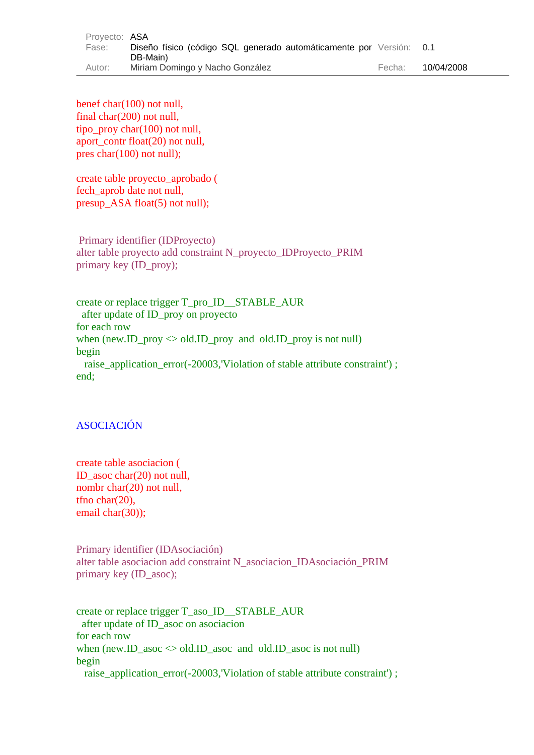```
benef char(100) not null,
final char(200) not null,
tipo_proy char(100) not null,
aport_contr float(20) not null,
pres char(100) not null);

create table proyecto_aprobado (
fech_aprob date not null,
presup_ASA float(5) not null);
```

Primary identifier (IDProyecto)

```
alter table proyecto add constraint N_proyecto_IDProyecto_PRIM
primary key (ID_proy);
```

```
create or replace trigger T_pro_ID__STABLE_AUR
  after update of ID_proy on proyecto
for each row
when (new.ID_proy <> old.ID_proy  and  old.ID_proy is not null)
begin
   raise_application_error(-20003,'Violation of stable attribute constraint') ;
end;
```

## ASOCIACIÓN

```
create table asociacion (
ID_asoc char(20) not null,
nombr char(20) not null,
tfno char(20),
email char(30));
```

Primary identifier (IDAsociación)

```
alter table asociacion add constraint N_asociacion_IDAsociación_PRIM
primary key (ID_asoc);
```

```
create or replace trigger T_aso_ID__STABLE_AUR
  after update of ID_asoc on asociacion
for each row
when (new.ID_asoc <> old.ID_asoc  and  old.ID_asoc is not null)
begin
   raise_application_error(-20003,'Violation of stable attribute constraint') ;
```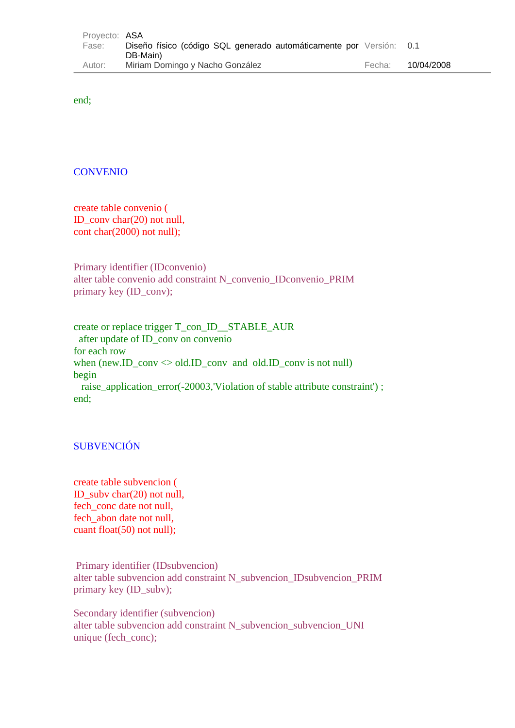```
end;
```

## CONVENIO

```
create table convenio (
ID_conv char(20) not null,
cont char(2000) not null);
```

```
Primary identifier (IDconvenio)
alter table convenio add constraint N_convenio_IDconvenio_PRIM
primary key (ID_conv);
```

```
create or replace trigger T_con_ID__STABLE_AUR
  after update of ID_conv on convenio
for each row
when (new.ID_conv <> old.ID_conv  and  old.ID_conv is not null)
begin
   raise_application_error(-20003,'Violation of stable attribute constraint') ;
end;
```

## SUBVENCIÓN

```
create table subvencion (
ID_subv char(20) not null,
fech_conc date not null,
fech_abon date not null,
cuant float(50) not null);
```

```
 Primary identifier (IDsubvencion)
alter table subvencion add constraint N_subvencion_IDsubvencion_PRIM
primary key (ID_subv);
```

```
Secondary identifier (subvencion)
alter table subvencion add constraint N_subvencion_subvencion_UNI
unique (fech_conc);
```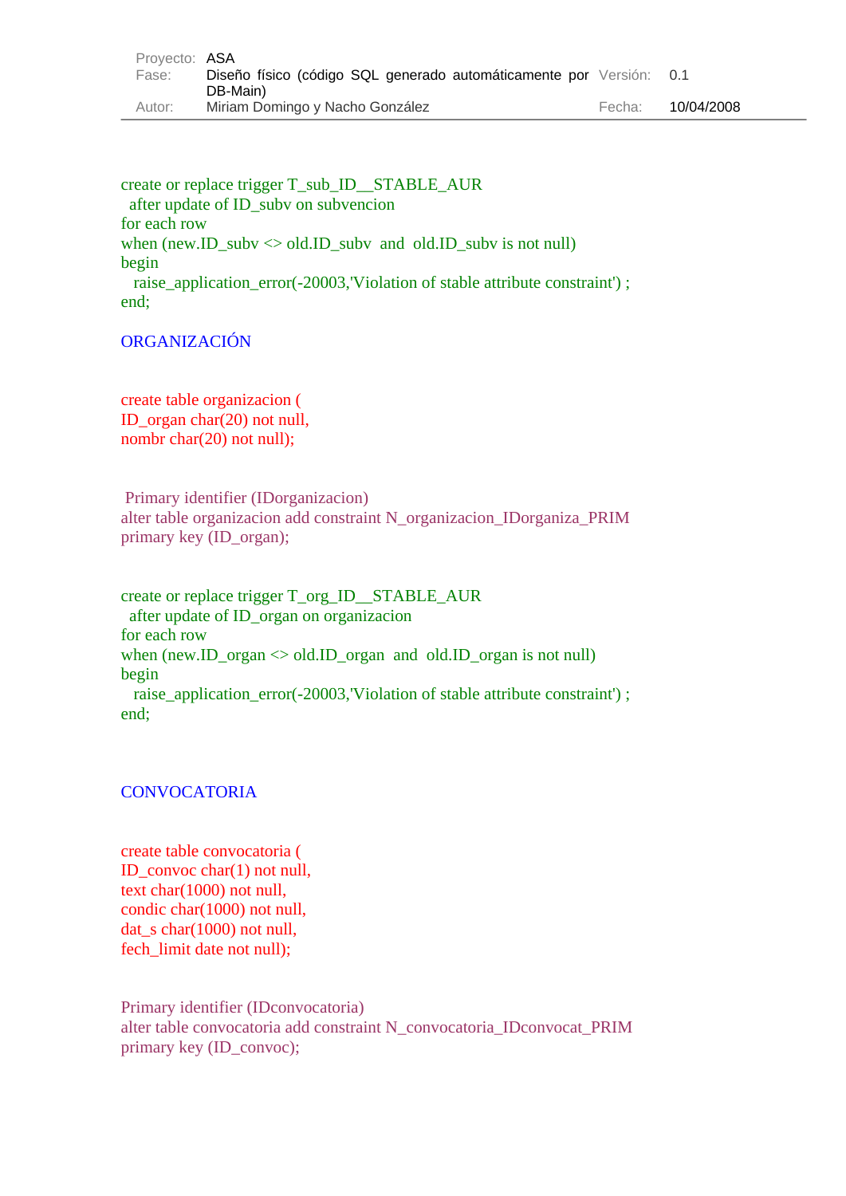```
create or replace trigger T_sub_ID__STABLE_AUR
  after update of ID_subv on subvencion
for each row
when (new.ID_subv <> old.ID_subv  and  old.ID_subv is not null)
begin
   raise_application_error(-20003,'Violation of stable attribute constraint') ;
end;
```

ORGANIZACIÓN

```
create table organizacion (
ID_organ char(20) not null,
nombr char(20) not null);
```

```
 Primary identifier (IDorganizacion)
alter table organizacion add constraint N_organizacion_IDorganiza_PRIM
primary key (ID_organ);
```

```
create or replace trigger T_org_ID__STABLE_AUR
  after update of ID_organ on organizacion
for each row
when (new.ID_organ <> old.ID_organ  and  old.ID_organ is not null)
begin
   raise_application_error(-20003,'Violation of stable attribute constraint') ;
end;
```

CONVOCATORIA

```
create table convocatoria (
ID_convoc char(1) not null,
text char(1000) not null,
condic char(1000) not null,
dat_s char(1000) not null,
fech_limit date not null);
```

```
Primary identifier (IDconvocatoria)
alter table convocatoria add constraint N_convocatoria_IDconvocat_PRIM
primary key (ID_convoc);
```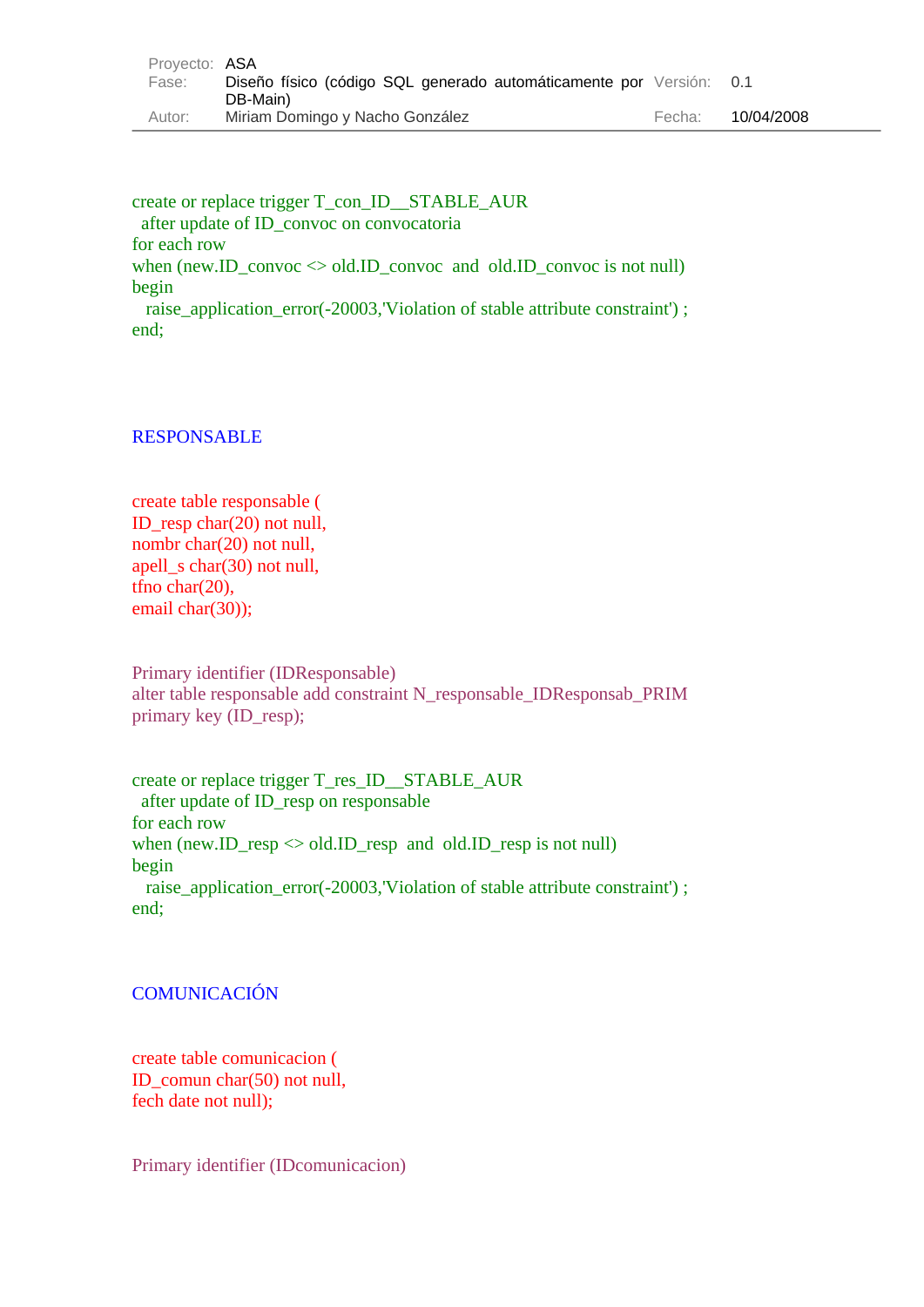```
create or replace trigger T_con_ID__STABLE_AUR
  after update of ID_convoc on convocatoria
for each row
when (new.ID_convoc <> old.ID_convoc  and  old.ID_convoc is not null)
begin
   raise_application_error(-20003,'Violation of stable attribute constraint') ;
end;
```

## RESPONSABLE

```
create table responsable (
ID_resp char(20) not null,
nombr char(20) not null,
apell_s char(30) not null,
tfno char(20),
email char(30));
```

Primary identifier (IDResponsable)

```
alter table responsable add constraint N_responsable_IDResponsab_PRIM
primary key (ID_resp);
```

```
create or replace trigger T_res_ID__STABLE_AUR
  after update of ID_resp on responsable
for each row
when (new.ID_resp <> old.ID_resp  and  old.ID_resp is not null)
begin
   raise_application_error(-20003,'Violation of stable attribute constraint') ;
end;
```

## COMUNICACIÓN

```
create table comunicacion (
ID_comun char(50) not null,
fech date not null);
```

Primary identifier (IDcomunicacion)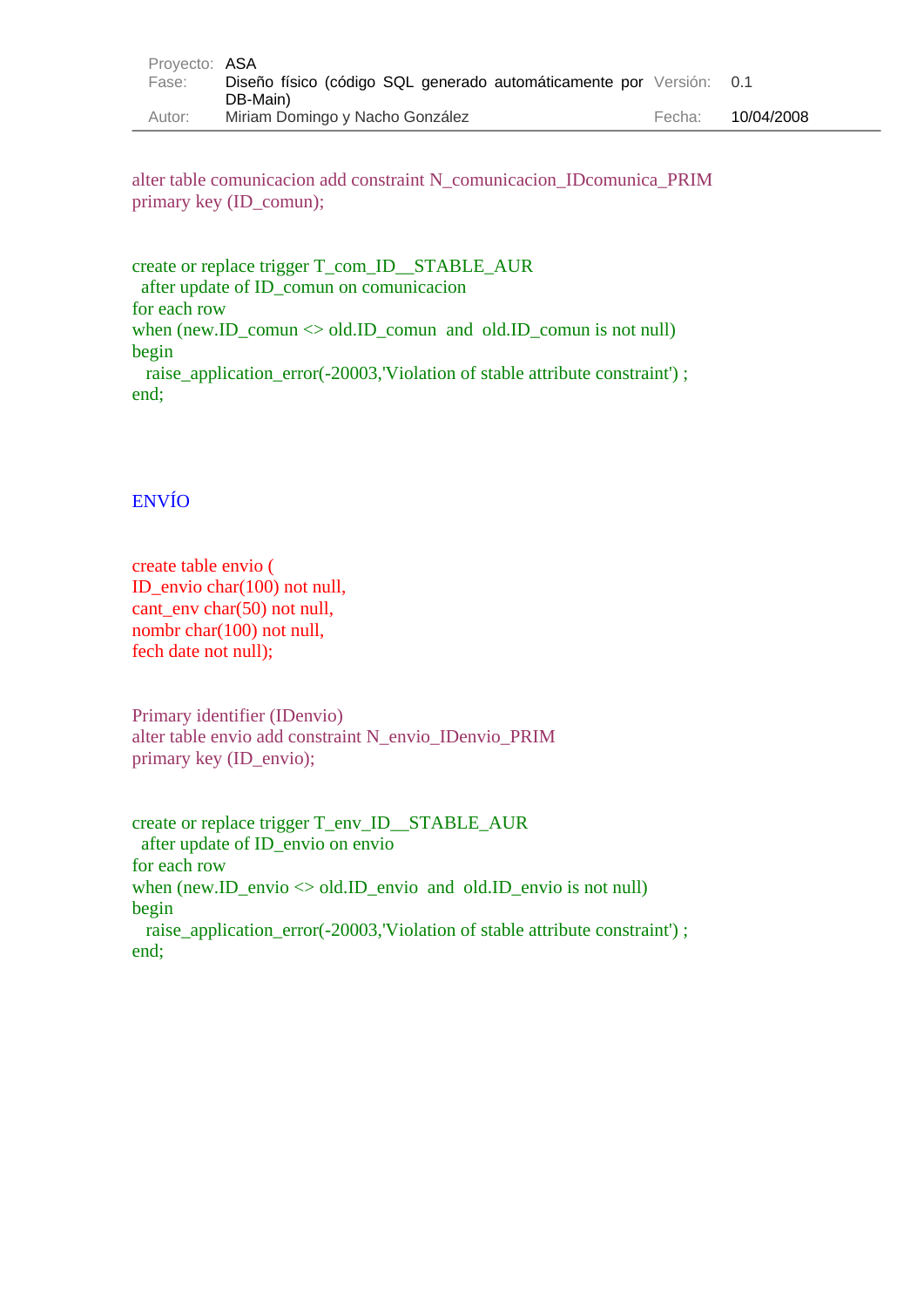```
alter table comunicacion add constraint N_comunicacion_IDcomunica_PRIM
primary key (ID_comun);
```

```
create or replace trigger T_com_ID__STABLE_AUR
  after update of ID_comun on comunicacion
for each row
when (new.ID_comun <> old.ID_comun  and  old.ID_comun is not null)
begin
   raise_application_error(-20003,'Violation of stable attribute constraint') ;
end;
```

## ENVÍO

```
create table envio (
ID_envio char(100) not null,
cant_env char(50) not null,
nombr char(100) not null,
fech date not null);
```

```
Primary identifier (IDenvio)
alter table envio add constraint N_envio_IDenvio_PRIM
primary key (ID_envio);
```

```
create or replace trigger T_env_ID__STABLE_AUR
  after update of ID_envio on envio
for each row
when (new.ID_envio <> old.ID_envio  and  old.ID_envio is not null)
begin
   raise_application_error(-20003,'Violation of stable attribute constraint') ;
end;
```